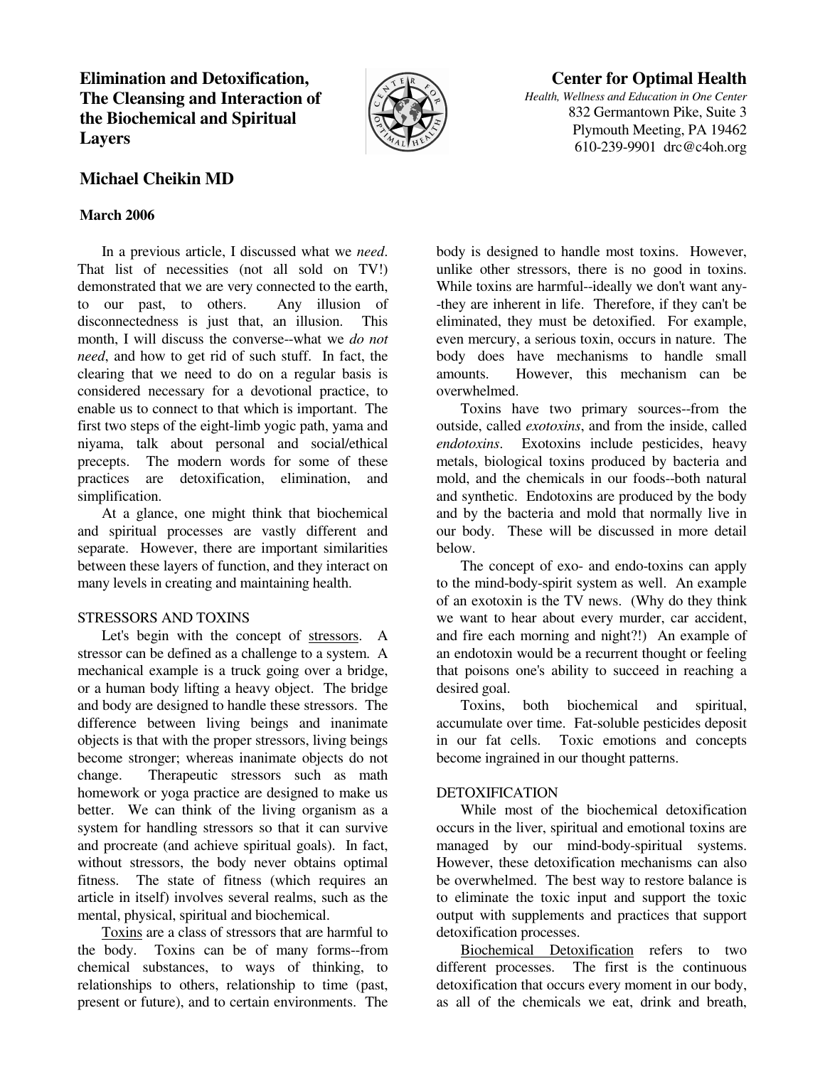# Elimination and Detoxification, The Cleansing and Interaction of the Biochemical and Spiritual Layers

**Center for Optimal Health**
*Health, Wellness and Education in One Center*
832 Germantown Pike, Suite 3
Plymouth Meeting, PA 19462
610-239-9901 drc@c4oh.org

## Michael Cheikin MD

**March 2006**

In a previous article, I discussed what we *need*. That list of necessities (not all sold on TV!) demonstrated that we are very connected to the earth, to our past, to others. Any illusion of disconnectedness is just that, an illusion. This month, I will discuss the converse--what we *do not need*, and how to get rid of such stuff. In fact, the clearing that we need to do on a regular basis is considered necessary for a devotional practice, to enable us to connect to that which is important. The first two steps of the eight-limb yogic path, yama and niyama, talk about personal and social/ethical precepts. The modern words for some of these practices are detoxification, elimination, and simplification.

At a glance, one might think that biochemical and spiritual processes are vastly different and separate. However, there are important similarities between these layers of function, and they interact on many levels in creating and maintaining health.

### STRESSORS AND TOXINS

Let's begin with the concept of stressors. A stressor can be defined as a challenge to a system. A mechanical example is a truck going over a bridge, or a human body lifting a heavy object. The bridge and body are designed to handle these stressors. The difference between living beings and inanimate objects is that with the proper stressors, living beings become stronger; whereas inanimate objects do not change. Therapeutic stressors such as math homework or yoga practice are designed to make us better. We can think of the living organism as a system for handling stressors so that it can survive and procreate (and achieve spiritual goals). In fact, without stressors, the body never obtains optimal fitness. The state of fitness (which requires an article in itself) involves several realms, such as the mental, physical, spiritual and biochemical.

Toxins are a class of stressors that are harmful to the body. Toxins can be of many forms--from chemical substances, to ways of thinking, to relationships to others, relationship to time (past, present or future), and to certain environments. The body is designed to handle most toxins. However, unlike other stressors, there is no good in toxins. While toxins are harmful--ideally we don't want any--they are inherent in life. Therefore, if they can't be eliminated, they must be detoxified. For example, even mercury, a serious toxin, occurs in nature. The body does have mechanisms to handle small amounts. However, this mechanism can be overwhelmed.

Toxins have two primary sources--from the outside, called *exotoxins*, and from the inside, called *endotoxins*. Exotoxins include pesticides, heavy metals, biological toxins produced by bacteria and mold, and the chemicals in our foods--both natural and synthetic. Endotoxins are produced by the body and by the bacteria and mold that normally live in our body. These will be discussed in more detail below.

The concept of exo- and endo-toxins can apply to the mind-body-spirit system as well. An example of an exotoxin is the TV news. (Why do they think we want to hear about every murder, car accident, and fire each morning and night?!) An example of an endotoxin would be a recurrent thought or feeling that poisons one's ability to succeed in reaching a desired goal.

Toxins, both biochemical and spiritual, accumulate over time. Fat-soluble pesticides deposit in our fat cells. Toxic emotions and concepts become ingrained in our thought patterns.

### DETOXIFICATION

While most of the biochemical detoxification occurs in the liver, spiritual and emotional toxins are managed by our mind-body-spiritual systems. However, these detoxification mechanisms can also be overwhelmed. The best way to restore balance is to eliminate the toxic input and support the toxic output with supplements and practices that support detoxification processes.

Biochemical Detoxification refers to two different processes. The first is the continuous detoxification that occurs every moment in our body, as all of the chemicals we eat, drink and breath,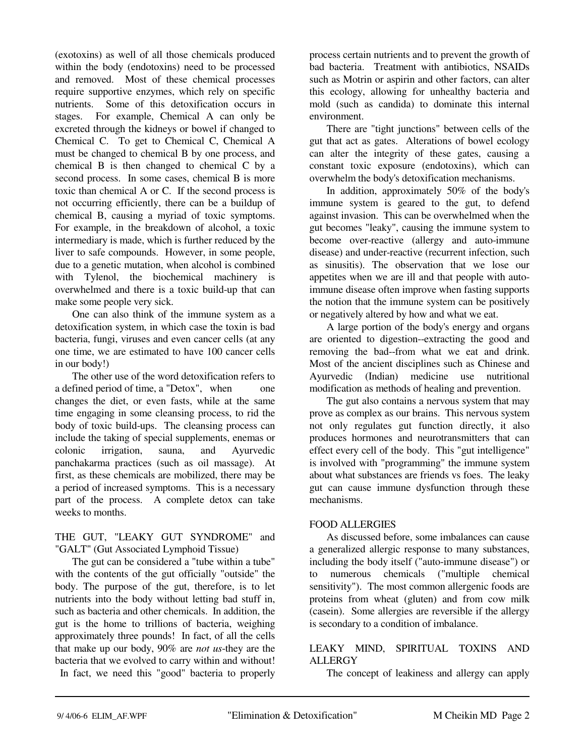(exotoxins) as well of all those chemicals produced within the body (endotoxins) need to be processed and removed. Most of these chemical processes require supportive enzymes, which rely on specific nutrients. Some of this detoxification occurs in stages. For example, Chemical A can only be excreted through the kidneys or bowel if changed to Chemical C. To get to Chemical C, Chemical A must be changed to chemical B by one process, and chemical B is then changed to chemical C by a second process. In some cases, chemical B is more toxic than chemical A or C. If the second process is not occurring efficiently, there can be a buildup of chemical B, causing a myriad of toxic symptoms. For example, in the breakdown of alcohol, a toxic intermediary is made, which is further reduced by the liver to safe compounds. However, in some people, due to a genetic mutation, when alcohol is combined with Tylenol, the biochemical machinery is overwhelmed and there is a toxic build-up that can make some people very sick.

One can also think of the immune system as a detoxification system, in which case the toxin is bad bacteria, fungi, viruses and even cancer cells (at any one time, we are estimated to have 100 cancer cells in our body!)

The other use of the word detoxification refers to a defined period of time, a "Detox", when one changes the diet, or even fasts, while at the same time engaging in some cleansing process, to rid the body of toxic build-ups. The cleansing process can include the taking of special supplements, enemas or colonic irrigation, sauna, and Ayurvedic panchakarma practices (such as oil massage). At first, as these chemicals are mobilized, there may be a period of increased symptoms. This is a necessary part of the process. A complete detox can take weeks to months.

## THE GUT, "LEAKY GUT SYNDROME" and "GALT" (Gut Associated Lymphoid Tissue)

The gut can be considered a "tube within a tube" with the contents of the gut officially "outside" the body. The purpose of the gut, therefore, is to let nutrients into the body without letting bad stuff in, such as bacteria and other chemicals. In addition, the gut is the home to trillions of bacteria, weighing approximately three pounds! In fact, of all the cells that make up our body, 90% are *not us*-they are the bacteria that we evolved to carry within and without! In fact, we need this "good" bacteria to properly process certain nutrients and to prevent the growth of bad bacteria. Treatment with antibiotics, NSAIDs such as Motrin or aspirin and other factors, can alter this ecology, allowing for unhealthy bacteria and mold (such as candida) to dominate this internal environment.

There are "tight junctions" between cells of the gut that act as gates. Alterations of bowel ecology can alter the integrity of these gates, causing a constant toxic exposure (endotoxins), which can overwhelm the body's detoxification mechanisms.

In addition, approximately 50% of the body's immune system is geared to the gut, to defend against invasion. This can be overwhelmed when the gut becomes "leaky", causing the immune system to become over-reactive (allergy and auto-immune disease) and under-reactive (recurrent infection, such as sinusitis). The observation that we lose our appetites when we are ill and that people with auto-immune disease often improve when fasting supports the notion that the immune system can be positively or negatively altered by how and what we eat.

A large portion of the body's energy and organs are oriented to digestion--extracting the good and removing the bad--from what we eat and drink. Most of the ancient disciplines such as Chinese and Ayurvedic (Indian) medicine use nutritional modification as methods of healing and prevention.

The gut also contains a nervous system that may prove as complex as our brains. This nervous system not only regulates gut function directly, it also produces hormones and neurotransmitters that can effect every cell of the body. This "gut intelligence" is involved with "programming" the immune system about what substances are friends vs foes. The leaky gut can cause immune dysfunction through these mechanisms.

## FOOD ALLERGIES

As discussed before, some imbalances can cause a generalized allergic response to many substances, including the body itself ("auto-immune disease") or to numerous chemicals ("multiple chemical sensitivity"). The most common allergenic foods are proteins from wheat (gluten) and from cow milk (casein). Some allergies are reversible if the allergy is secondary to a condition of imbalance.

## LEAKY MIND, SPIRITUAL TOXINS AND ALLERGY

The concept of leakiness and allergy can apply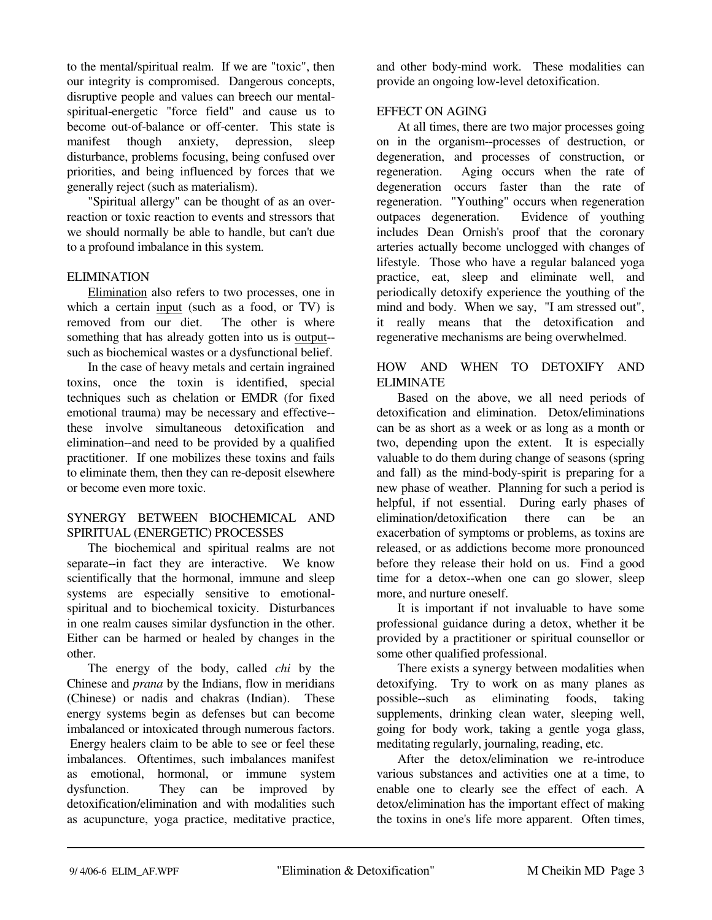to the mental/spiritual realm. If we are "toxic", then our integrity is compromised. Dangerous concepts, disruptive people and values can breech our mental-spiritual-energetic "force field" and cause us to become out-of-balance or off-center. This state is manifest though anxiety, depression, sleep disturbance, problems focusing, being confused over priorities, and being influenced by forces that we generally reject (such as materialism).

"Spiritual allergy" can be thought of as an over-reaction or toxic reaction to events and stressors that we should normally be able to handle, but can't due to a profound imbalance in this system.

## ELIMINATION

Elimination also refers to two processes, one in which a certain input (such as a food, or TV) is removed from our diet. The other is where something that has already gotten into us is output--such as biochemical wastes or a dysfunctional belief.

In the case of heavy metals and certain ingrained toxins, once the toxin is identified, special techniques such as chelation or EMDR (for fixed emotional trauma) may be necessary and effective--these involve simultaneous detoxification and elimination--and need to be provided by a qualified practitioner. If one mobilizes these toxins and fails to eliminate them, then they can re-deposit elsewhere or become even more toxic.

## SYNERGY BETWEEN BIOCHEMICAL AND SPIRITUAL (ENERGETIC) PROCESSES

The biochemical and spiritual realms are not separate--in fact they are interactive. We know scientifically that the hormonal, immune and sleep systems are especially sensitive to emotional-spiritual and to biochemical toxicity. Disturbances in one realm causes similar dysfunction in the other. Either can be harmed or healed by changes in the other.

The energy of the body, called *chi* by the Chinese and *prana* by the Indians, flow in meridians (Chinese) or nadis and chakras (Indian). These energy systems begin as defenses but can become imbalanced or intoxicated through numerous factors. Energy healers claim to be able to see or feel these imbalances. Oftentimes, such imbalances manifest as emotional, hormonal, or immune system dysfunction. They can be improved by detoxification/elimination and with modalities such as acupuncture, yoga practice, meditative practice, and other body-mind work. These modalities can provide an ongoing low-level detoxification.

## EFFECT ON AGING

At all times, there are two major processes going on in the organism--processes of destruction, or degeneration, and processes of construction, or regeneration. Aging occurs when the rate of degeneration occurs faster than the rate of regeneration. "Youthing" occurs when regeneration outpaces degeneration. Evidence of youthing includes Dean Ornish's proof that the coronary arteries actually become unclogged with changes of lifestyle. Those who have a regular balanced yoga practice, eat, sleep and eliminate well, and periodically detoxify experience the youthing of the mind and body. When we say, "I am stressed out", it really means that the detoxification and regenerative mechanisms are being overwhelmed.

## HOW AND WHEN TO DETOXIFY AND ELIMINATE

Based on the above, we all need periods of detoxification and elimination. Detox/eliminations can be as short as a week or as long as a month or two, depending upon the extent. It is especially valuable to do them during change of seasons (spring and fall) as the mind-body-spirit is preparing for a new phase of weather. Planning for such a period is helpful, if not essential. During early phases of elimination/detoxification there can be an exacerbation of symptoms or problems, as toxins are released, or as addictions become more pronounced before they release their hold on us. Find a good time for a detox--when one can go slower, sleep more, and nurture oneself.

It is important if not invaluable to have some professional guidance during a detox, whether it be provided by a practitioner or spiritual counsellor or some other qualified professional.

There exists a synergy between modalities when detoxifying. Try to work on as many planes as possible--such as eliminating foods, taking supplements, drinking clean water, sleeping well, going for body work, taking a gentle yoga glass, meditating regularly, journaling, reading, etc.

After the detox/elimination we re-introduce various substances and activities one at a time, to enable one to clearly see the effect of each. A detox/elimination has the important effect of making the toxins in one's life more apparent. Often times,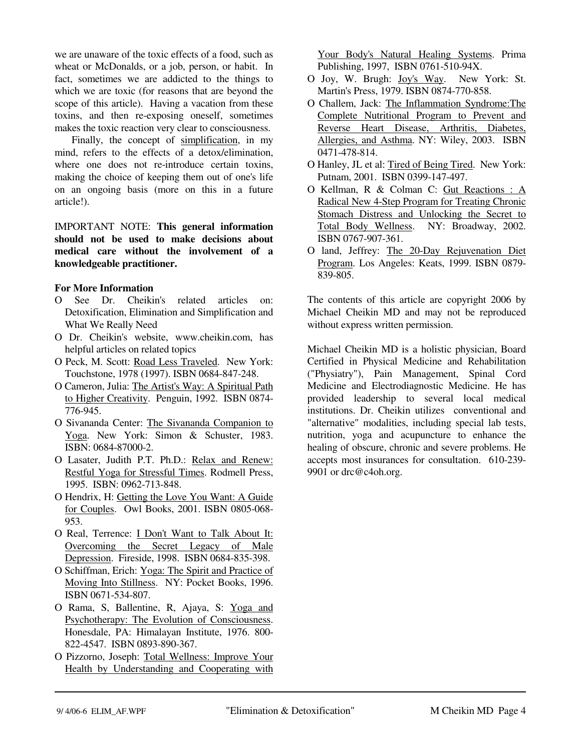we are unaware of the toxic effects of a food, such as wheat or McDonalds, or a job, person, or habit. In fact, sometimes we are addicted to the things to which we are toxic (for reasons that are beyond the scope of this article). Having a vacation from these toxins, and then re-exposing oneself, sometimes makes the toxic reaction very clear to consciousness.

Finally, the concept of simplification, in my mind, refers to the effects of a detox/elimination, where one does not re-introduce certain toxins, making the choice of keeping them out of one's life on an ongoing basis (more on this in a future article!).

IMPORTANT NOTE: **This general information should not be used to make decisions about medical care without the involvement of a knowledgeable practitioner.**

**For More Information**

- See Dr. Cheikin's related articles on: Detoxification, Elimination and Simplification and What We Really Need
- Dr. Cheikin's website, www.cheikin.com, has helpful articles on related topics
- Peck, M. Scott: Road Less Traveled. New York: Touchstone, 1978 (1997). ISBN 0684-847-248.
- Cameron, Julia: The Artist's Way: A Spiritual Path to Higher Creativity. Penguin, 1992. ISBN 0874-776-945.
- Sivananda Center: The Sivananda Companion to Yoga. New York: Simon & Schuster, 1983. ISBN: 0684-87000-2.
- Lasater, Judith P.T. Ph.D.: Relax and Renew: Restful Yoga for Stressful Times. Rodmell Press, 1995. ISBN: 0962-713-848.
- Hendrix, H: Getting the Love You Want: A Guide for Couples. Owl Books, 2001. ISBN 0805-068-953.
- Real, Terrence: I Don't Want to Talk About It: Overcoming the Secret Legacy of Male Depression. Fireside, 1998. ISBN 0684-835-398.
- Schiffman, Erich: Yoga: The Spirit and Practice of Moving Into Stillness. NY: Pocket Books, 1996. ISBN 0671-534-807.
- Rama, S, Ballentine, R, Ajaya, S: Yoga and Psychotherapy: The Evolution of Consciousness. Honesdale, PA: Himalayan Institute, 1976. 800-822-4547. ISBN 0893-890-367.
- Pizzorno, Joseph: Total Wellness: Improve Your Health by Understanding and Cooperating with Your Body's Natural Healing Systems. Prima Publishing, 1997, ISBN 0761-510-94X.
- Joy, W. Brugh: Joy's Way. New York: St. Martin's Press, 1979. ISBN 0874-770-858.
- Challem, Jack: The Inflammation Syndrome:The Complete Nutritional Program to Prevent and Reverse Heart Disease, Arthritis, Diabetes, Allergies, and Asthma. NY: Wiley, 2003. ISBN 0471-478-814.
- Hanley, JL et al: Tired of Being Tired. New York: Putnam, 2001. ISBN 0399-147-497.
- Kellman, R & Colman C: Gut Reactions : A Radical New 4-Step Program for Treating Chronic Stomach Distress and Unlocking the Secret to Total Body Wellness. NY: Broadway, 2002. ISBN 0767-907-361.
- land, Jeffrey: The 20-Day Rejuvenation Diet Program. Los Angeles: Keats, 1999. ISBN 0879-839-805.

The contents of this article are copyright 2006 by Michael Cheikin MD and may not be reproduced without express written permission.

Michael Cheikin MD is a holistic physician, Board Certified in Physical Medicine and Rehabilitation ("Physiatry"), Pain Management, Spinal Cord Medicine and Electrodiagnostic Medicine. He has provided leadership to several local medical institutions. Dr. Cheikin utilizes conventional and "alternative" modalities, including special lab tests, nutrition, yoga and acupuncture to enhance the healing of obscure, chronic and severe problems. He accepts most insurances for consultation. 610-239-9901 or drc@c4oh.org.